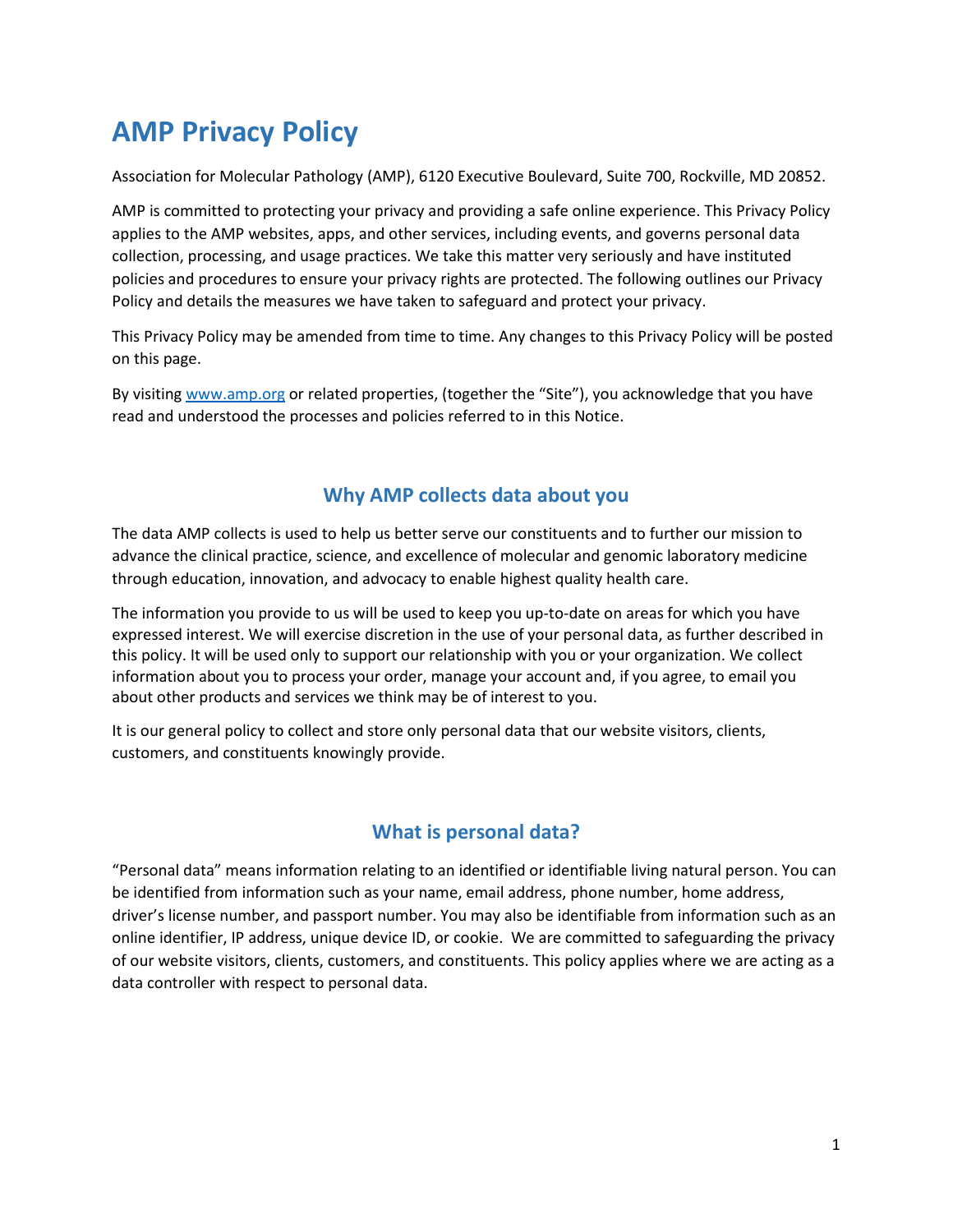# AMP Privacy Policy

Association for Molecular Pathology (AMP), 6120 Executive Boulevard, Suite 700, Rockville, MD 20852.

AMP is committed to protecting your privacy and providing a safe online experience. This Privacy Policy applies to the AMP websites, apps, and other services, including events, and governs personal data collection, processing, and usage practices. We take this matter very seriously and have instituted policies and procedures to ensure your privacy rights are protected. The following outlines our Privacy Policy and details the measures we have taken to safeguard and protect your privacy.

This Privacy Policy may be amended from time to time. Any changes to this Privacy Policy will be posted on this page.

By visiting [www.amp.org](http://www.amp.org) or related properties, (together the "Site"), you acknowledge that you have read and understood the processes and policies referred to in this Notice.

## Why AMP collects data about you

The data AMP collects is used to help us better serve our constituents and to further our mission to advance the clinical practice, science, and excellence of molecular and genomic laboratory medicine through education, innovation, and advocacy to enable highest quality health care.

The information you provide to us will be used to keep you up-to-date on areas for which you have expressed interest. We will exercise discretion in the use of your personal data, as further described in this policy. It will be used only to support our relationship with you or your organization. We collect information about you to process your order, manage your account and, if you agree, to email you about other products and services we think may be of interest to you.

It is our general policy to collect and store only personal data that our website visitors, clients, customers, and constituents knowingly provide.

## What is personal data?

"Personal data" means information relating to an identified or identifiable living natural person. You can be identified from information such as your name, email address, phone number, home address, driver's license number, and passport number. You may also be identifiable from information such as an online identifier, IP address, unique device ID, or cookie. We are committed to safeguarding the privacy of our website visitors, clients, customers, and constituents. This policy applies where we are acting as a data controller with respect to personal data.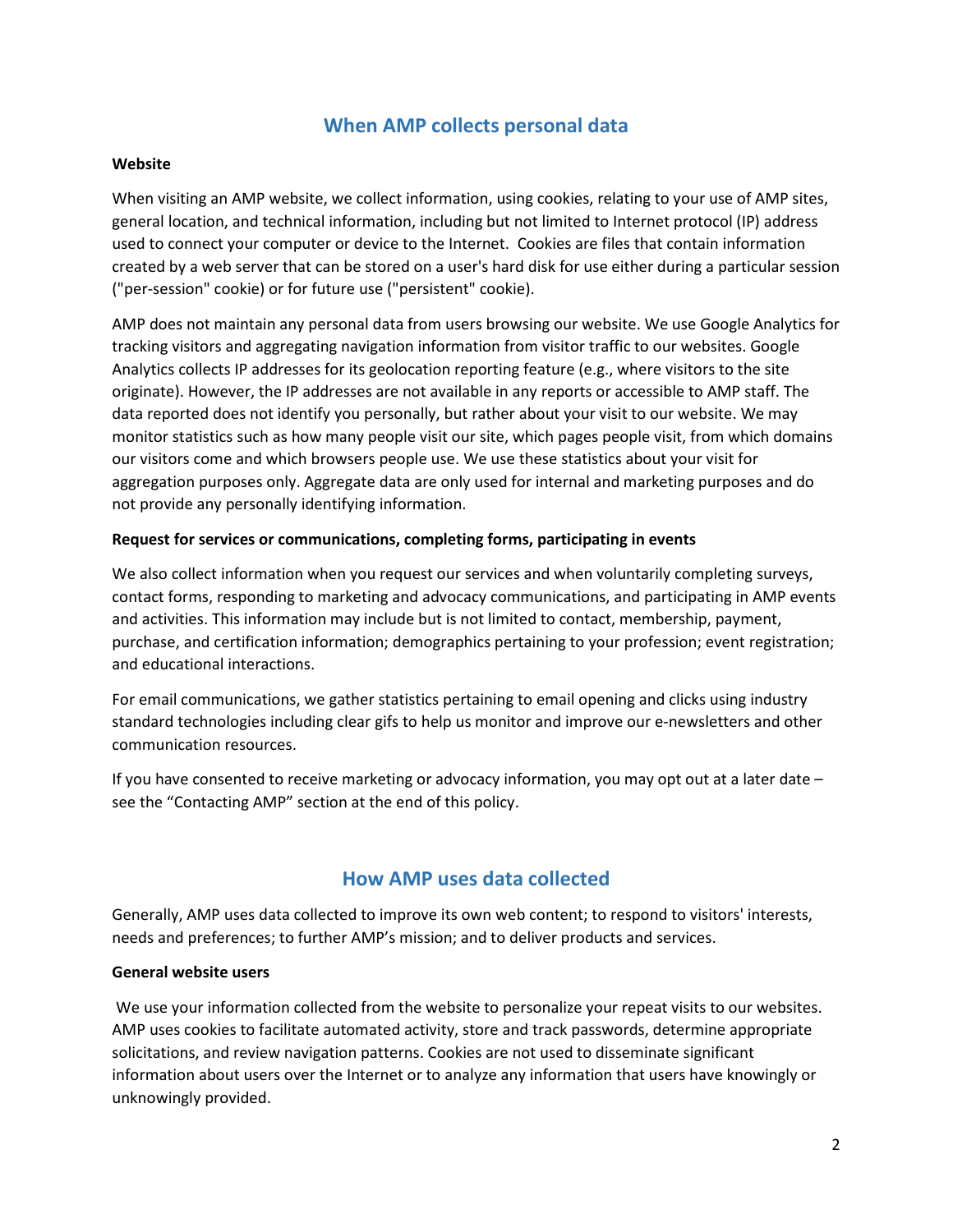## When AMP collects personal data

**Website**

When visiting an AMP website, we collect information, using cookies, relating to your use of AMP sites, general location, and technical information, including but not limited to Internet protocol (IP) address used to connect your computer or device to the Internet. Cookies are files that contain information created by a web server that can be stored on a user's hard disk for use either during a particular session ("per-session" cookie) or for future use ("persistent" cookie).

AMP does not maintain any personal data from users browsing our website. We use Google Analytics for tracking visitors and aggregating navigation information from visitor traffic to our websites. Google Analytics collects IP addresses for its geolocation reporting feature (e.g., where visitors to the site originate). However, the IP addresses are not available in any reports or accessible to AMP staff. The data reported does not identify you personally, but rather about your visit to our website. We may monitor statistics such as how many people visit our site, which pages people visit, from which domains our visitors come and which browsers people use. We use these statistics about your visit for aggregation purposes only. Aggregate data are only used for internal and marketing purposes and do not provide any personally identifying information.

**Request for services or communications, completing forms, participating in events**

We also collect information when you request our services and when voluntarily completing surveys, contact forms, responding to marketing and advocacy communications, and participating in AMP events and activities. This information may include but is not limited to contact, membership, payment, purchase, and certification information; demographics pertaining to your profession; event registration; and educational interactions.

For email communications, we gather statistics pertaining to email opening and clicks using industry standard technologies including clear gifs to help us monitor and improve our e-newsletters and other communication resources.

If you have consented to receive marketing or advocacy information, you may opt out at a later date – see the "Contacting AMP" section at the end of this policy.

## How AMP uses data collected

Generally, AMP uses data collected to improve its own web content; to respond to visitors' interests, needs and preferences; to further AMP's mission; and to deliver products and services.

**General website users**

We use your information collected from the website to personalize your repeat visits to our websites. AMP uses cookies to facilitate automated activity, store and track passwords, determine appropriate solicitations, and review navigation patterns. Cookies are not used to disseminate significant information about users over the Internet or to analyze any information that users have knowingly or unknowingly provided.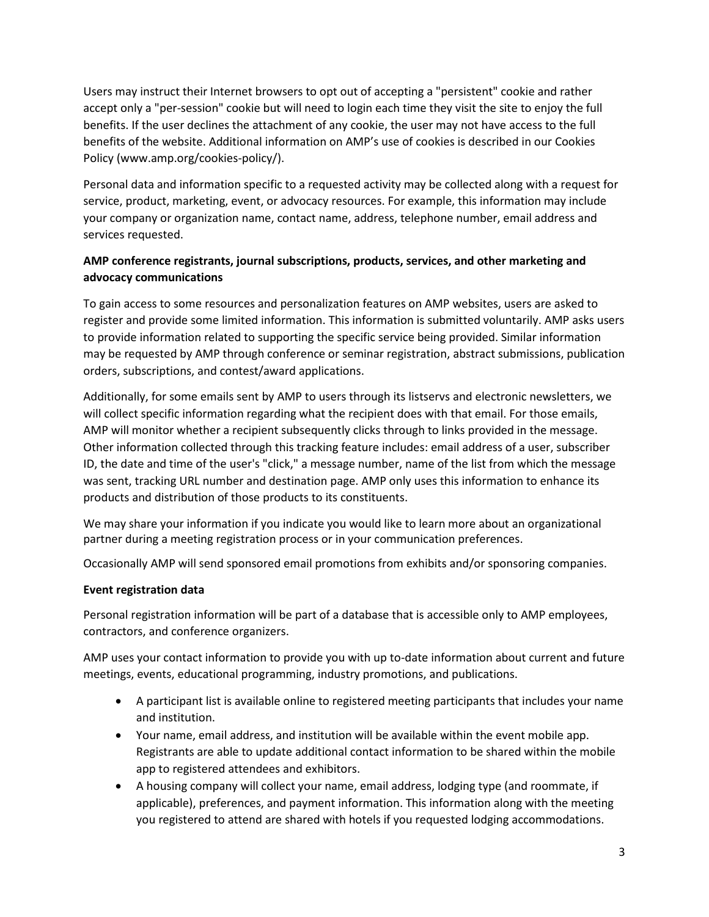Users may instruct their Internet browsers to opt out of accepting a "persistent" cookie and rather accept only a "per-session" cookie but will need to login each time they visit the site to enjoy the full benefits. If the user declines the attachment of any cookie, the user may not have access to the full benefits of the website. Additional information on AMP's use of cookies is described in our Cookies Policy (www.amp.org/cookies-policy/).

Personal data and information specific to a requested activity may be collected along with a request for service, product, marketing, event, or advocacy resources. For example, this information may include your company or organization name, contact name, address, telephone number, email address and services requested.

**AMP conference registrants, journal subscriptions, products, services, and other marketing and advocacy communications**

To gain access to some resources and personalization features on AMP websites, users are asked to register and provide some limited information. This information is submitted voluntarily. AMP asks users to provide information related to supporting the specific service being provided. Similar information may be requested by AMP through conference or seminar registration, abstract submissions, publication orders, subscriptions, and contest/award applications.

Additionally, for some emails sent by AMP to users through its listservs and electronic newsletters, we will collect specific information regarding what the recipient does with that email. For those emails, AMP will monitor whether a recipient subsequently clicks through to links provided in the message. Other information collected through this tracking feature includes: email address of a user, subscriber ID, the date and time of the user's "click," a message number, name of the list from which the message was sent, tracking URL number and destination page. AMP only uses this information to enhance its products and distribution of those products to its constituents.

We may share your information if you indicate you would like to learn more about an organizational partner during a meeting registration process or in your communication preferences.

Occasionally AMP will send sponsored email promotions from exhibits and/or sponsoring companies.

**Event registration data**

Personal registration information will be part of a database that is accessible only to AMP employees, contractors, and conference organizers.

AMP uses your contact information to provide you with up to-date information about current and future meetings, events, educational programming, industry promotions, and publications.

- A participant list is available online to registered meeting participants that includes your name and institution.
- Your name, email address, and institution will be available within the event mobile app. Registrants are able to update additional contact information to be shared within the mobile app to registered attendees and exhibitors.
- A housing company will collect your name, email address, lodging type (and roommate, if applicable), preferences, and payment information. This information along with the meeting you registered to attend are shared with hotels if you requested lodging accommodations.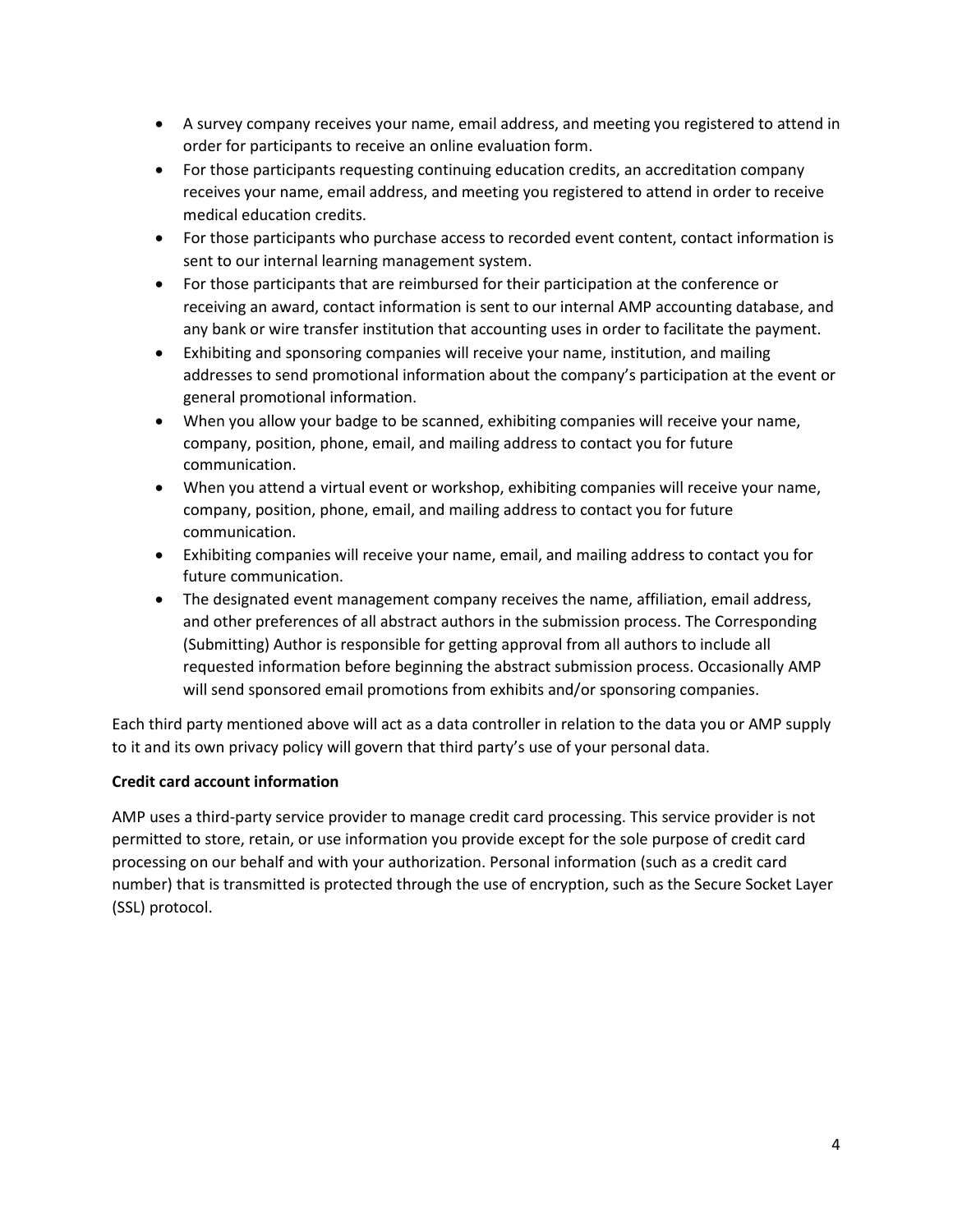- A survey company receives your name, email address, and meeting you registered to attend in order for participants to receive an online evaluation form.
- For those participants requesting continuing education credits, an accreditation company receives your name, email address, and meeting you registered to attend in order to receive medical education credits.
- For those participants who purchase access to recorded event content, contact information is sent to our internal learning management system.
- For those participants that are reimbursed for their participation at the conference or receiving an award, contact information is sent to our internal AMP accounting database, and any bank or wire transfer institution that accounting uses in order to facilitate the payment.
- Exhibiting and sponsoring companies will receive your name, institution, and mailing addresses to send promotional information about the company's participation at the event or general promotional information.
- When you allow your badge to be scanned, exhibiting companies will receive your name, company, position, phone, email, and mailing address to contact you for future communication.
- When you attend a virtual event or workshop, exhibiting companies will receive your name, company, position, phone, email, and mailing address to contact you for future communication.
- Exhibiting companies will receive your name, email, and mailing address to contact you for future communication.
- The designated event management company receives the name, affiliation, email address, and other preferences of all abstract authors in the submission process. The Corresponding (Submitting) Author is responsible for getting approval from all authors to include all requested information before beginning the abstract submission process. Occasionally AMP will send sponsored email promotions from exhibits and/or sponsoring companies.

Each third party mentioned above will act as a data controller in relation to the data you or AMP supply to it and its own privacy policy will govern that third party's use of your personal data.

**Credit card account information**

AMP uses a third-party service provider to manage credit card processing. This service provider is not permitted to store, retain, or use information you provide except for the sole purpose of credit card processing on our behalf and with your authorization. Personal information (such as a credit card number) that is transmitted is protected through the use of encryption, such as the Secure Socket Layer (SSL) protocol.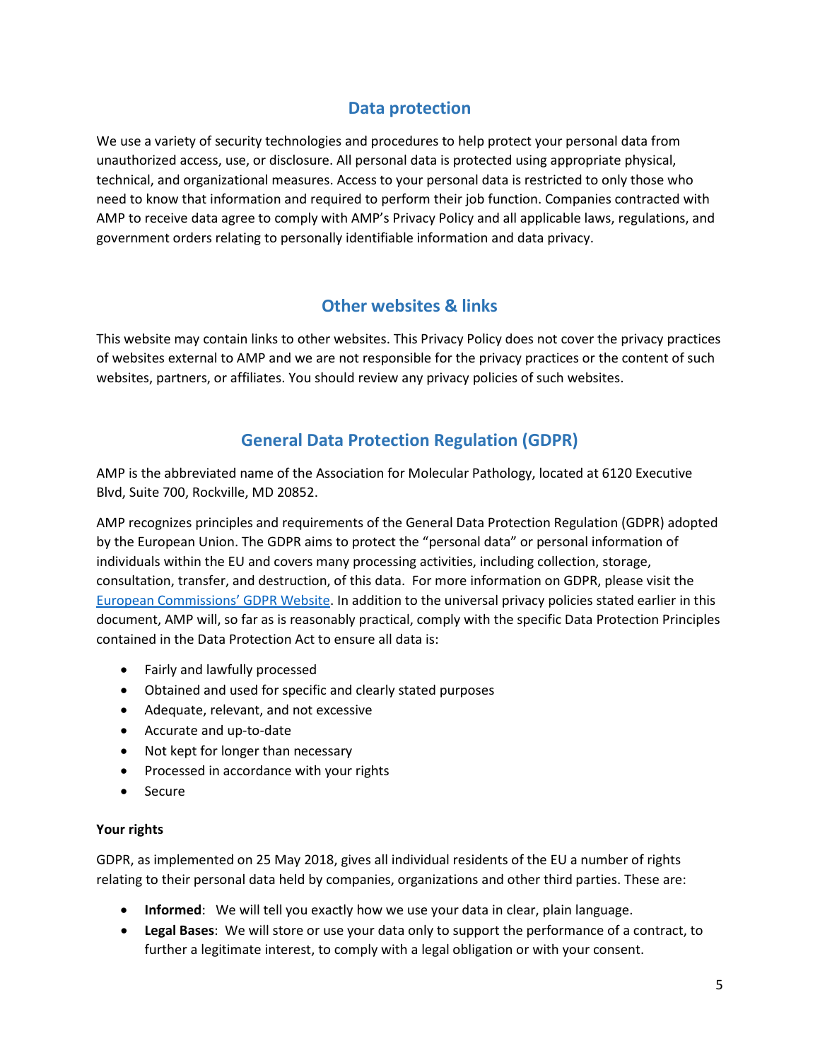## Data protection

We use a variety of security technologies and procedures to help protect your personal data from unauthorized access, use, or disclosure. All personal data is protected using appropriate physical, technical, and organizational measures. Access to your personal data is restricted to only those who need to know that information and required to perform their job function. Companies contracted with AMP to receive data agree to comply with AMP's Privacy Policy and all applicable laws, regulations, and government orders relating to personally identifiable information and data privacy.

## Other websites & links

This website may contain links to other websites. This Privacy Policy does not cover the privacy practices of websites external to AMP and we are not responsible for the privacy practices or the content of such websites, partners, or affiliates. You should review any privacy policies of such websites.

## General Data Protection Regulation (GDPR)

AMP is the abbreviated name of the Association for Molecular Pathology, located at 6120 Executive Blvd, Suite 700, Rockville, MD 20852.

AMP recognizes principles and requirements of the General Data Protection Regulation (GDPR) adopted by the European Union. The GDPR aims to protect the "personal data" or personal information of individuals within the EU and covers many processing activities, including collection, storage, consultation, transfer, and destruction, of this data. For more information on GDPR, please visit the European Commissions' GDPR Website. In addition to the universal privacy policies stated earlier in this document, AMP will, so far as is reasonably practical, comply with the specific Data Protection Principles contained in the Data Protection Act to ensure all data is:

- Fairly and lawfully processed
- Obtained and used for specific and clearly stated purposes
- Adequate, relevant, and not excessive
- Accurate and up-to-date
- Not kept for longer than necessary
- Processed in accordance with your rights
- Secure

**Your rights**

GDPR, as implemented on 25 May 2018, gives all individual residents of the EU a number of rights relating to their personal data held by companies, organizations and other third parties. These are:

- **Informed**: We will tell you exactly how we use your data in clear, plain language.
- **Legal Bases**: We will store or use your data only to support the performance of a contract, to further a legitimate interest, to comply with a legal obligation or with your consent.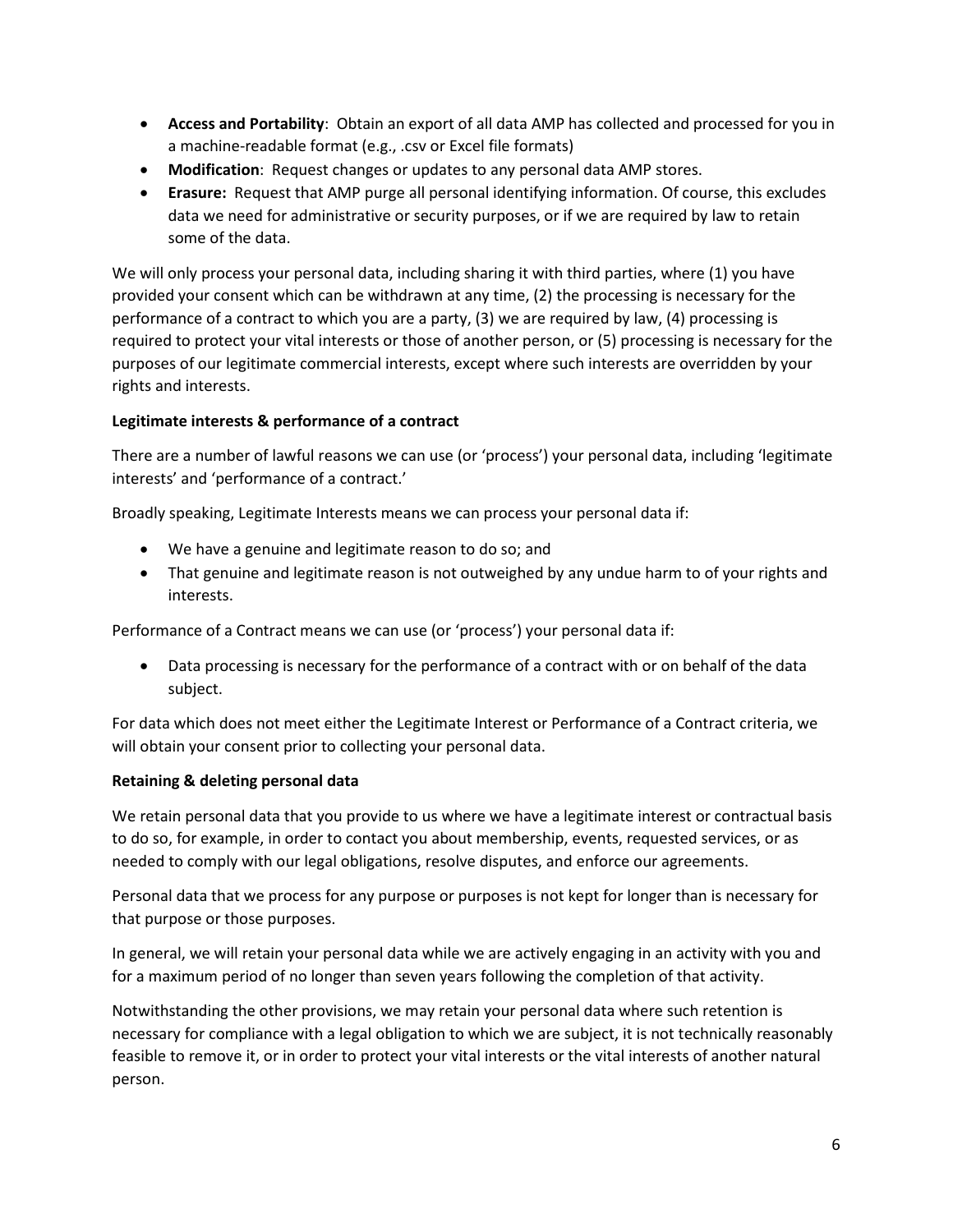- **Access and Portability**: Obtain an export of all data AMP has collected and processed for you in a machine-readable format (e.g., .csv or Excel file formats)
- **Modification**: Request changes or updates to any personal data AMP stores.
- **Erasure:** Request that AMP purge all personal identifying information. Of course, this excludes data we need for administrative or security purposes, or if we are required by law to retain some of the data.

We will only process your personal data, including sharing it with third parties, where (1) you have provided your consent which can be withdrawn at any time, (2) the processing is necessary for the performance of a contract to which you are a party, (3) we are required by law, (4) processing is required to protect your vital interests or those of another person, or (5) processing is necessary for the purposes of our legitimate commercial interests, except where such interests are overridden by your rights and interests.

**Legitimate interests & performance of a contract**

There are a number of lawful reasons we can use (or 'process') your personal data, including 'legitimate interests' and 'performance of a contract.'

Broadly speaking, Legitimate Interests means we can process your personal data if:

- We have a genuine and legitimate reason to do so; and
- That genuine and legitimate reason is not outweighed by any undue harm to of your rights and interests.

Performance of a Contract means we can use (or 'process') your personal data if:

- Data processing is necessary for the performance of a contract with or on behalf of the data subject.

For data which does not meet either the Legitimate Interest or Performance of a Contract criteria, we will obtain your consent prior to collecting your personal data.

**Retaining & deleting personal data**

We retain personal data that you provide to us where we have a legitimate interest or contractual basis to do so, for example, in order to contact you about membership, events, requested services, or as needed to comply with our legal obligations, resolve disputes, and enforce our agreements.

Personal data that we process for any purpose or purposes is not kept for longer than is necessary for that purpose or those purposes.

In general, we will retain your personal data while we are actively engaging in an activity with you and for a maximum period of no longer than seven years following the completion of that activity.

Notwithstanding the other provisions, we may retain your personal data where such retention is necessary for compliance with a legal obligation to which we are subject, it is not technically reasonably feasible to remove it, or in order to protect your vital interests or the vital interests of another natural person.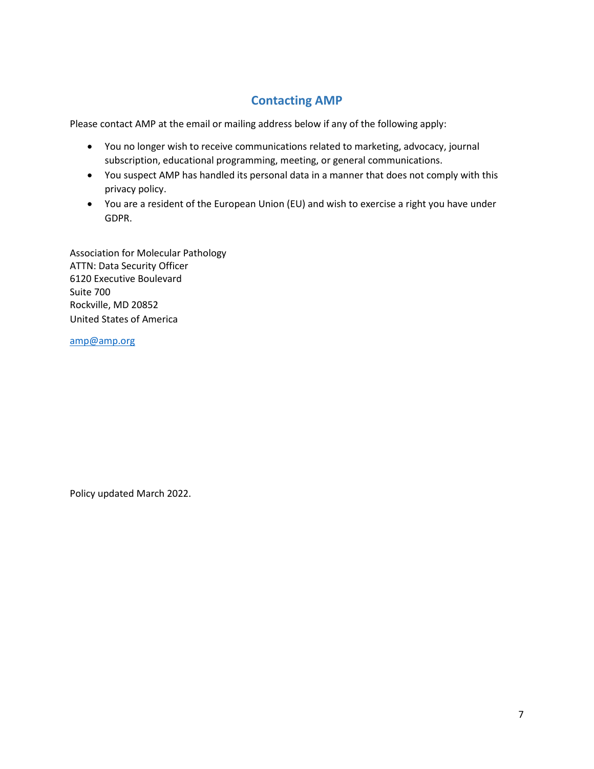## Contacting AMP

Please contact AMP at the email or mailing address below if any of the following apply:

- You no longer wish to receive communications related to marketing, advocacy, journal subscription, educational programming, meeting, or general communications.
- You suspect AMP has handled its personal data in a manner that does not comply with this privacy policy.
- You are a resident of the European Union (EU) and wish to exercise a right you have under GDPR.

Association for Molecular Pathology  
ATTN: Data Security Officer  
6120 Executive Boulevard  
Suite 700  
Rockville, MD 20852  
United States of America

[amp@amp.org](mailto:amp@amp.org)

Policy updated March 2022.